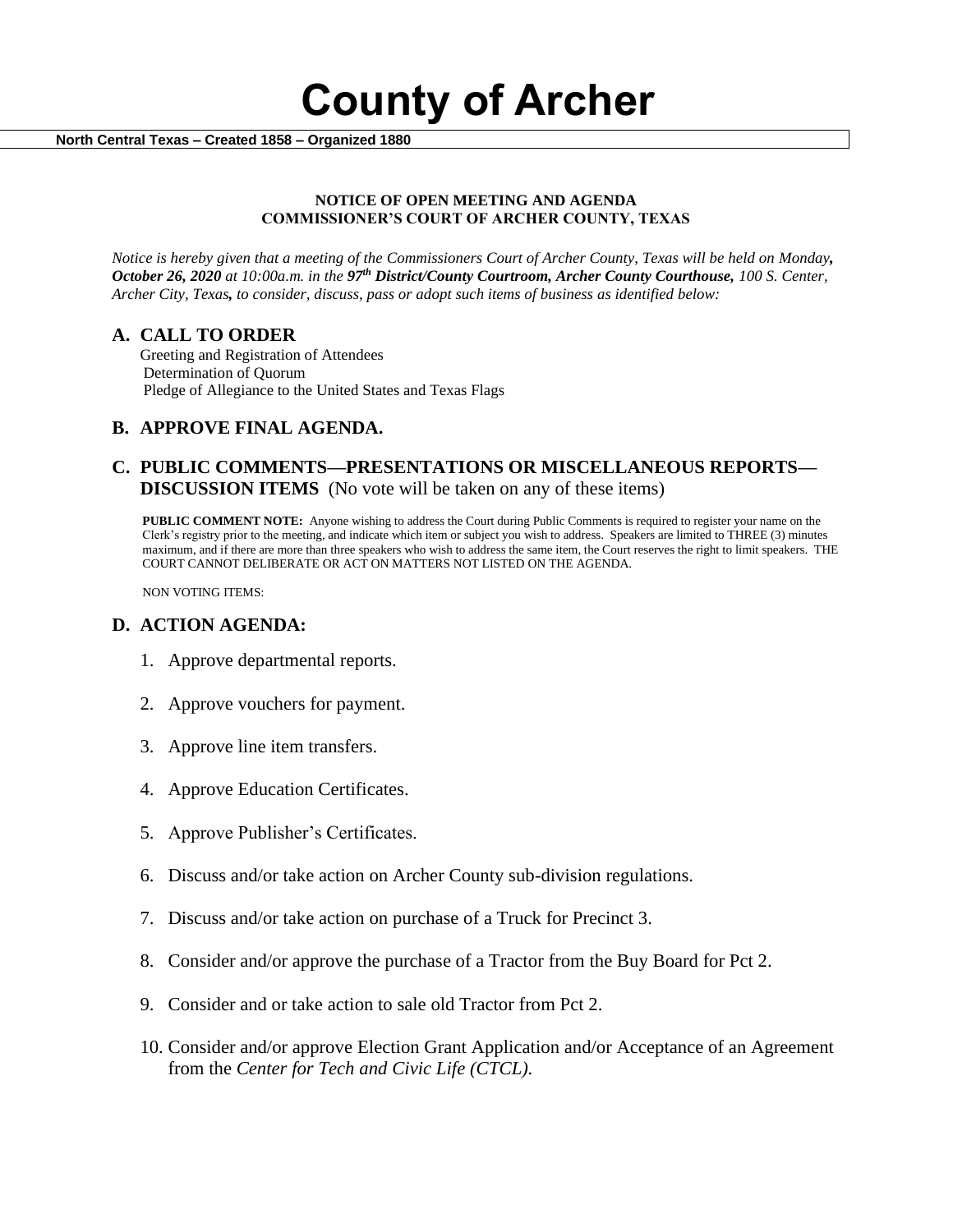# County of Archer

**North Central Texas – Created 1858 – Organized 1880**

**NOTICE OF OPEN MEETING AND AGENDA**
**COMMISSIONER'S COURT OF ARCHER COUNTY, TEXAS**

*Notice is hereby given that a meeting of the Commissioners Court of Archer County, Texas will be held on Monday, **October 26, 2020** at 10:00a.m. in the **97th District/County Courtroom, Archer County Courthouse,** 100 S. Center, Archer City, Texas, to consider, discuss, pass or adopt such items of business as identified below:*

## A. CALL TO ORDER

Greeting and Registration of Attendees
Determination of Quorum
Pledge of Allegiance to the United States and Texas Flags

## B. APPROVE FINAL AGENDA.

## C. PUBLIC COMMENTS—PRESENTATIONS OR MISCELLANEOUS REPORTS—DISCUSSION ITEMS (No vote will be taken on any of these items)

**PUBLIC COMMENT NOTE:** Anyone wishing to address the Court during Public Comments is required to register your name on the Clerk's registry prior to the meeting, and indicate which item or subject you wish to address. Speakers are limited to THREE (3) minutes maximum, and if there are more than three speakers who wish to address the same item, the Court reserves the right to limit speakers. THE COURT CANNOT DELIBERATE OR ACT ON MATTERS NOT LISTED ON THE AGENDA.

NON VOTING ITEMS:

## D. ACTION AGENDA:

1. Approve departmental reports.
2. Approve vouchers for payment.
3. Approve line item transfers.
4. Approve Education Certificates.
5. Approve Publisher's Certificates.
6. Discuss and/or take action on Archer County sub-division regulations.
7. Discuss and/or take action on purchase of a Truck for Precinct 3.
8. Consider and/or approve the purchase of a Tractor from the Buy Board for Pct 2.
9. Consider and or take action to sale old Tractor from Pct 2.
10. Consider and/or approve Election Grant Application and/or Acceptance of an Agreement from the *Center for Tech and Civic Life (CTCL).*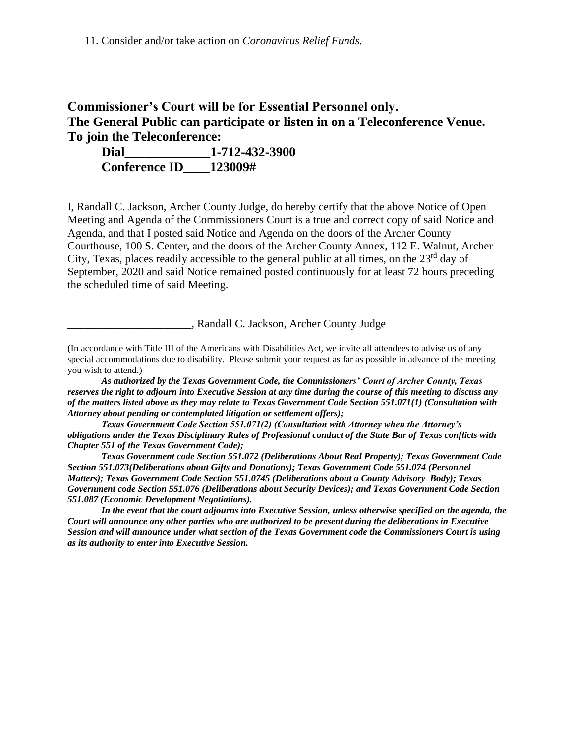11. Consider and/or take action on *Coronavirus Relief Funds.*

**Commissioner's Court will be for Essential Personnel only.**
**The General Public can participate or listen in on a Teleconference Venue.**
**To join the Teleconference:**

**Dial_____________1-712-432-3900**
**Conference ID____123009#**

I, Randall C. Jackson, Archer County Judge, do hereby certify that the above Notice of Open Meeting and Agenda of the Commissioners Court is a true and correct copy of said Notice and Agenda, and that I posted said Notice and Agenda on the doors of the Archer County Courthouse, 100 S. Center, and the doors of the Archer County Annex, 112 E. Walnut, Archer City, Texas, places readily accessible to the general public at all times, on the 23rd day of September, 2020 and said Notice remained posted continuously for at least 72 hours preceding the scheduled time of said Meeting.

______________________, Randall C. Jackson, Archer County Judge

(In accordance with Title III of the Americans with Disabilities Act, we invite all attendees to advise us of any special accommodations due to disability. Please submit your request as far as possible in advance of the meeting you wish to attend.)

***As authorized by the Texas Government Code, the Commissioners' Court of Archer County, Texas reserves the right to adjourn into Executive Session at any time during the course of this meeting to discuss any of the matters listed above as they may relate to Texas Government Code Section 551.071(1) (Consultation with Attorney about pending or contemplated litigation or settlement offers);***

***Texas Government Code Section 551.071(2) (Consultation with Attorney when the Attorney's obligations under the Texas Disciplinary Rules of Professional conduct of the State Bar of Texas conflicts with Chapter 551 of the Texas Government Code);***

***Texas Government code Section 551.072 (Deliberations About Real Property); Texas Government Code Section 551.073(Deliberations about Gifts and Donations); Texas Government Code 551.074 (Personnel Matters); Texas Government Code Section 551.0745 (Deliberations about a County Advisory Body); Texas Government code Section 551.076 (Deliberations about Security Devices); and Texas Government Code Section 551.087 (Economic Development Negotiations).***

***In the event that the court adjourns into Executive Session, unless otherwise specified on the agenda, the Court will announce any other parties who are authorized to be present during the deliberations in Executive Session and will announce under what section of the Texas Government code the Commissioners Court is using as its authority to enter into Executive Session.***